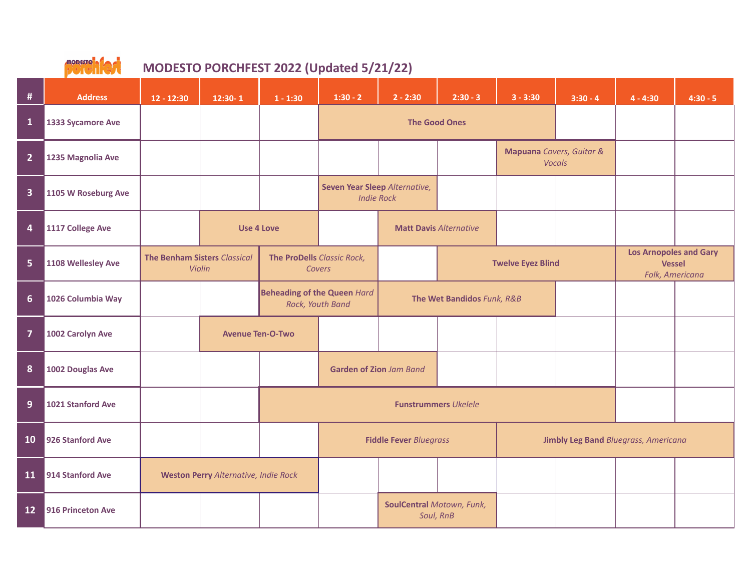# MODESTO PORCHFEST 2022 (Updated 5/21/22)

| # | Address | 12 - 12:30 | 12:30- 1 | 1 - 1:30 | 1:30 - 2 | 2 - 2:30 | 2:30 - 3 | 3 - 3:30 | 3:30 - 4 | 4 - 4:30 | 4:30 - 5 |
|---|---|---|---|---|---|---|---|---|---|---|---|
| 1 | 1333 Sycamore Ave | | | | **The Good Ones** | | | | | | |
| 2 | 1235 Magnolia Ave | | | | | | | **Mapuana** *Covers, Guitar & Vocals* | | | |
| 3 | 1105 W Roseburg Ave | | | | **Seven Year Sleep** *Alternative, Indie Rock* | | | | | | |
| 4 | 1117 College Ave | | **Use 4 Love** | | | **Matt Davis** *Alternative* | | | | | |
| 5 | 1108 Wellesley Ave | **The Benham Sisters** *Classical Violin* | | **The ProDells** *Classic Rock, Covers* | | | **Twelve Eyez Blind** | | | **Los Arnopoles and Gary Vessel** *Folk, Americana* | |
| 6 | 1026 Columbia Way | | | **Beheading of the Queen** *Hard Rock, Youth Band* | | **The Wet Bandidos** *Funk, R&B* | | | | | |
| 7 | 1002 Carolyn Ave | | **Avenue Ten-O-Two** | | | | | | | | |
| 8 | 1002 Douglas Ave | | | | **Garden of Zion** *Jam Band* | | | | | | |
| 9 | 1021 Stanford Ave | | | **Funstrummers** *Ukelele* | | | | | | | |
| 10 | 926 Stanford Ave | | | | **Fiddle Fever** *Bluegrass* | | | **Jimbly Leg Band** *Bluegrass, Americana* | | | |
| 11 | 914 Stanford Ave | **Weston Perry** *Alternative, Indie Rock* | | | | | | | | | |
| 12 | 916 Princeton Ave | | | | | **SoulCentral** *Motown, Funk, Soul, RnB* | | | | | |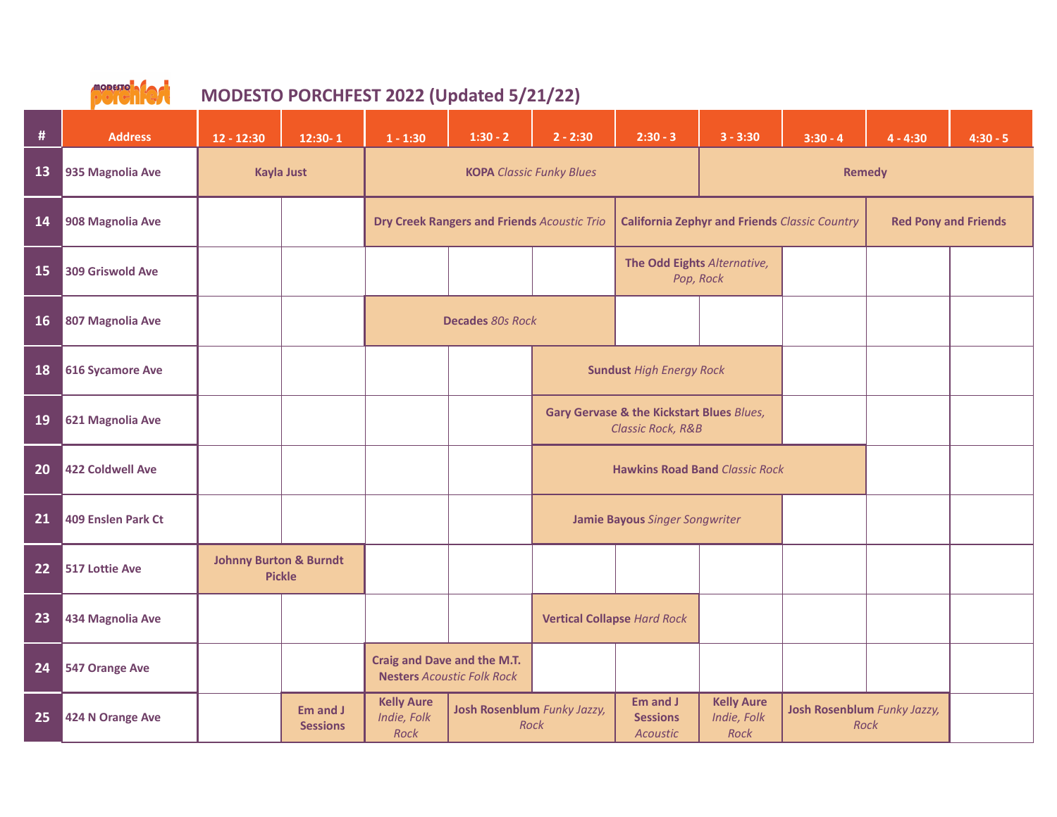# MODESTO PORCHFEST 2022 (Updated 5/21/22)

| # | Address | 12 - 12:30 | 12:30- 1 | 1 - 1:30 | 1:30 - 2 | 2 - 2:30 | 2:30 - 3 | 3 - 3:30 | 3:30 - 4 | 4 - 4:30 | 4:30 - 5 |
|---|---|---|---|---|---|---|---|---|---|---|---|
| 13 | 935 Magnolia Ave | **Kayla Just** | | **KOPA** *Classic Funky Blues* | | | | **Remedy** | | | |
| 14 | 908 Magnolia Ave | | | **Dry Creek Rangers and Friends** *Acoustic Trio* | | | **California Zephyr and Friends** *Classic Country* | | | **Red Pony and Friends** | |
| 15 | 309 Griswold Ave | | | | | | **The Odd Eights** *Alternative, Pop, Rock* | | | | |
| 16 | 807 Magnolia Ave | | | **Decades** *80s Rock* | | | | | | | |
| 18 | 616 Sycamore Ave | | | | | **Sundust** *High Energy Rock* | | | | | |
| 19 | 621 Magnolia Ave | | | | | **Gary Gervase & the Kickstart Blues** *Blues, Classic Rock, R&B* | | | | | |
| 20 | 422 Coldwell Ave | | | | | **Hawkins Road Band** *Classic Rock* | | | | | |
| 21 | 409 Enslen Park Ct | | | | | **Jamie Bayous** *Singer Songwriter* | | | | | |
| 22 | 517 Lottie Ave | **Johnny Burton & Burndt Pickle** | | | | | | | | | |
| 23 | 434 Magnolia Ave | | | | | **Vertical Collapse** *Hard Rock* | | | | | |
| 24 | 547 Orange Ave | | | **Craig and Dave and the M.T. Nesters** *Acoustic Folk Rock* | | | | | | | |
| 25 | 424 N Orange Ave | | **Em and J Sessions** | **Kelly Aure** *Indie, Folk Rock* | **Josh Rosenblum** *Funky Jazzy, Rock* | | **Em and J Sessions** *Acoustic* | **Kelly Aure** *Indie, Folk Rock* | **Josh Rosenblum** *Funky Jazzy, Rock* | | |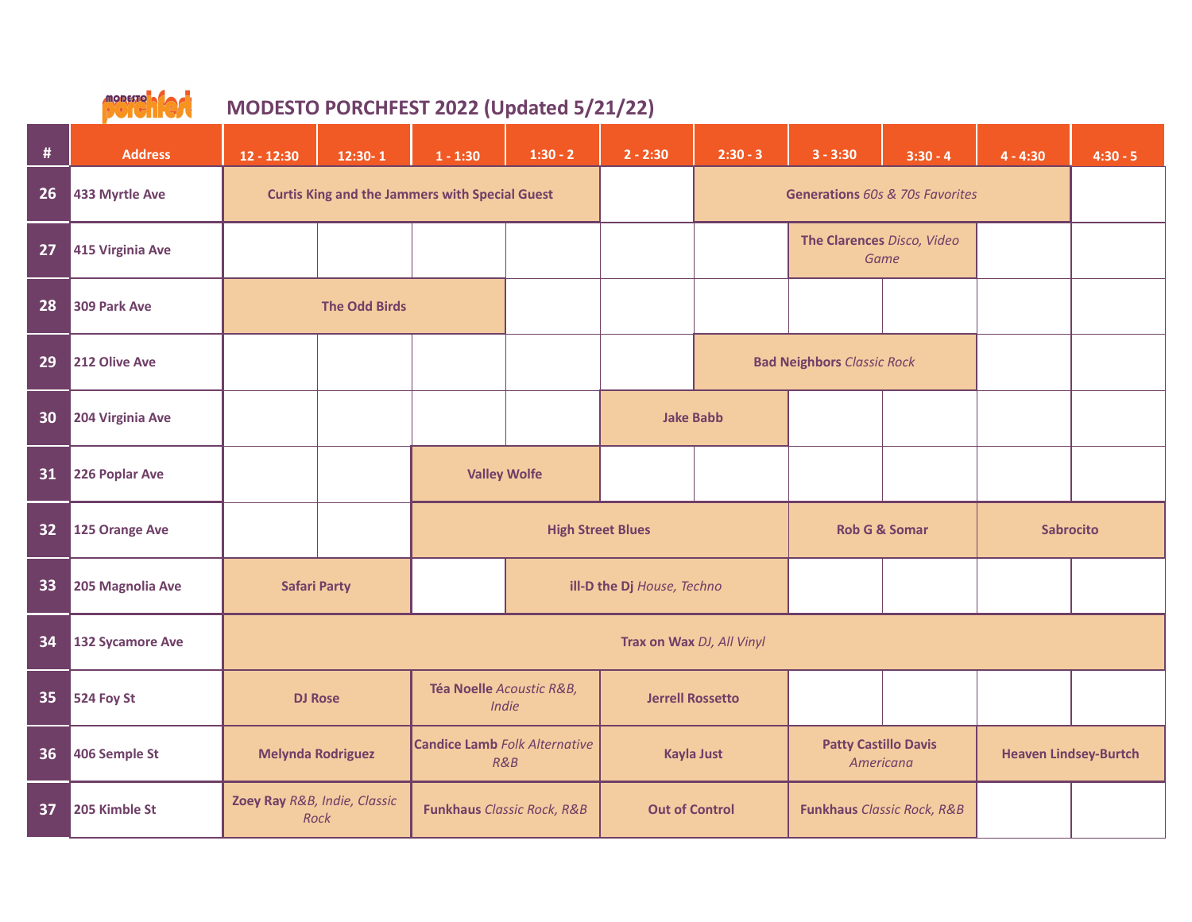# MODESTO PORCHFEST 2022 (Updated 5/21/22)

| # | Address | 12 - 12:30 | 12:30- 1 | 1 - 1:30 | 1:30 - 2 | 2 - 2:30 | 2:30 - 3 | 3 - 3:30 | 3:30 - 4 | 4 - 4:30 | 4:30 - 5 |
|---|---|---|---|---|---|---|---|---|---|---|---|
| 26 | 433 Myrtle Ave | **Curtis King and the Jammers with Special Guest** | | | | | **Generations** *60s & 70s Favorites* | | | | |
| 27 | 415 Virginia Ave | | | | | | | **The Clarences** *Disco, Video Game* | | | |
| 28 | 309 Park Ave | **The Odd Birds** | | | | | | | | | |
| 29 | 212 Olive Ave | | | | | | **Bad Neighbors** *Classic Rock* | | | | |
| 30 | 204 Virginia Ave | | | | | **Jake Babb** | | | | | |
| 31 | 226 Poplar Ave | | | **Valley Wolfe** | | | | | | | |
| 32 | 125 Orange Ave | | | **High Street Blues** | | | | **Rob G & Somar** | | **Sabrocito** | |
| 33 | 205 Magnolia Ave | **Safari Party** | | | **ill-D the Dj** *House, Techno* | | | | | | |
| 34 | 132 Sycamore Ave | **Trax on Wax** *DJ, All Vinyl* | | | | | | | | | |
| 35 | 524 Foy St | **DJ Rose** | | **Téa Noelle** *Acoustic R&B, Indie* | | **Jerrell Rossetto** | | | | | |
| 36 | 406 Semple St | **Melynda Rodriguez** | | **Candice Lamb** *Folk Alternative R&B* | | **Kayla Just** | | **Patty Castillo Davis** *Americana* | | **Heaven Lindsey-Burtch** | |
| 37 | 205 Kimble St | **Zoey Ray** *R&B, Indie, Classic Rock* | | **Funkhaus** *Classic Rock, R&B* | | **Out of Control** | | **Funkhaus** *Classic Rock, R&B* | | | |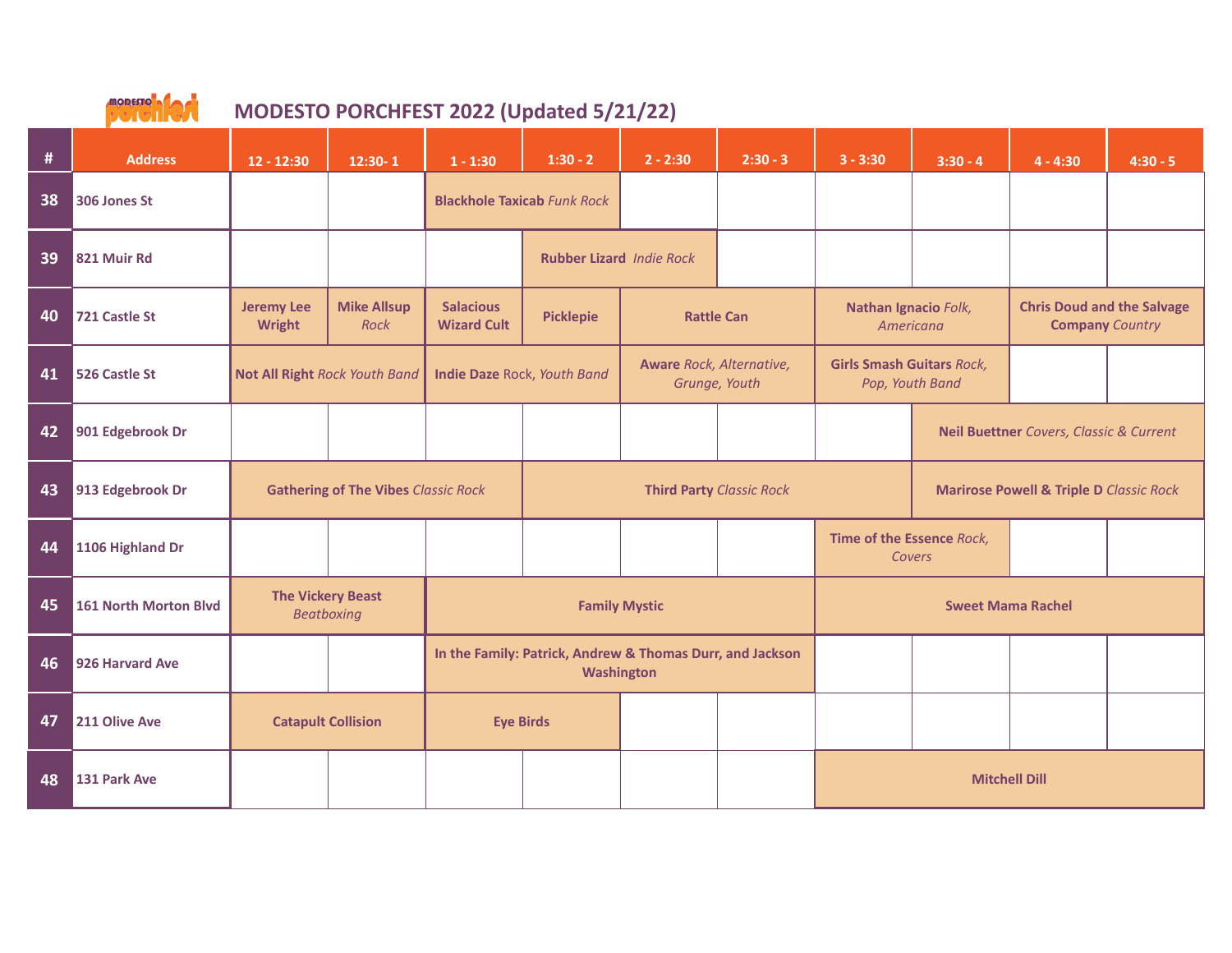# MODESTO PORCHFEST 2022 (Updated 5/21/22)

| # | Address | 12 - 12:30 | 12:30- 1 | 1 - 1:30 | 1:30 - 2 | 2 - 2:30 | 2:30 - 3 | 3 - 3:30 | 3:30 - 4 | 4 - 4:30 | 4:30 - 5 |
|---|---|---|---|---|---|---|---|---|---|---|---|
| 38 | 306 Jones St | | | **Blackhole Taxicab** *Funk Rock* | | | | | | | |
| 39 | 821 Muir Rd | | | | **Rubber Lizard** *Indie Rock* | | | | | | |
| 40 | 721 Castle St | **Jeremy Lee Wright** | **Mike Allsup** *Rock* | **Salacious Wizard Cult** | **Picklepie** | **Rattle Can** | | **Nathan Ignacio** *Folk, Americana* | | **Chris Doud and the Salvage Company** *Country* | |
| 41 | 526 Castle St | **Not All Right** *Rock Youth Band* | | **Indie Daze** Rock, *Youth Band* | | **Aware** *Rock, Alternative, Grunge, Youth* | | **Girls Smash Guitars** *Rock, Pop, Youth Band* | | | |
| 42 | 901 Edgebrook Dr | | | | | | | | **Neil Buettner** *Covers, Classic & Current* | | |
| 43 | 913 Edgebrook Dr | **Gathering of The Vibes** *Classic Rock* | | | **Third Party** *Classic Rock* | | | | **Marirose Powell & Triple D** *Classic Rock* | | |
| 44 | 1106 Highland Dr | | | | | | | **Time of the Essence** *Rock, Covers* | | | |
| 45 | 161 North Morton Blvd | **The Vickery Beast** *Beatboxing* | | **Family Mystic** | | | | **Sweet Mama Rachel** | | | |
| 46 | 926 Harvard Ave | | | **In the Family: Patrick, Andrew & Thomas Durr, and Jackson Washington** | | | | | | | |
| 47 | 211 Olive Ave | **Catapult Collision** | | **Eye Birds** | | | | | | | |
| 48 | 131 Park Ave | | | | | | | **Mitchell Dill** | | | |